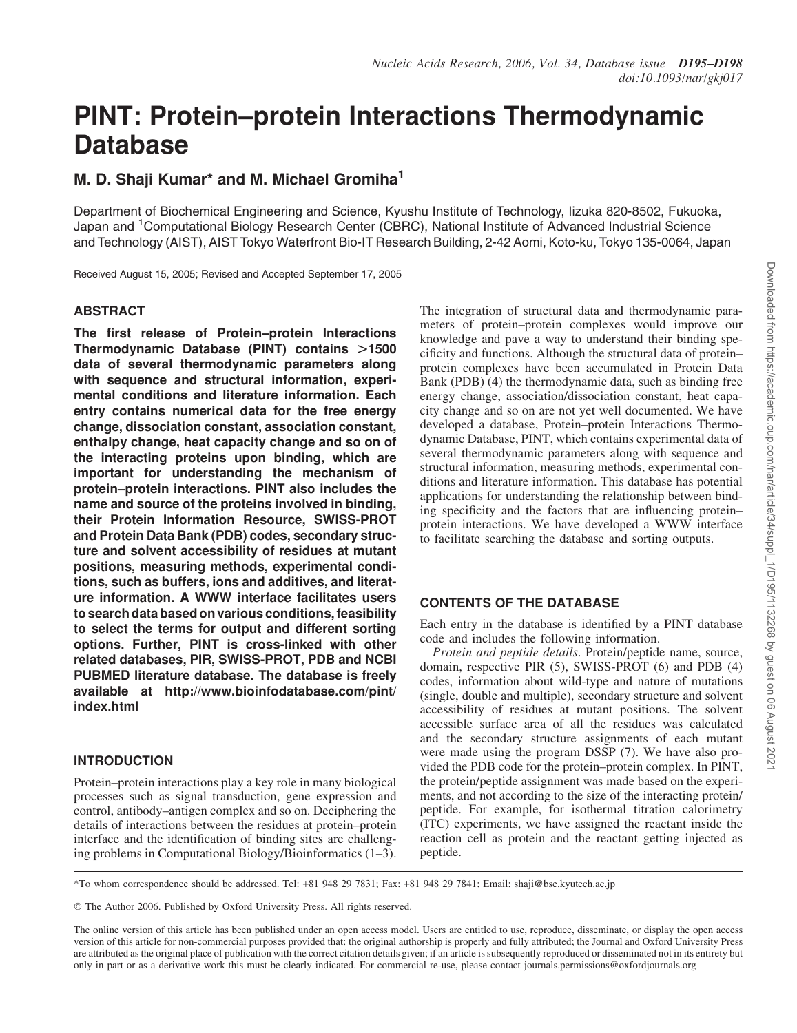# PINT: Protein–protein Interactions Thermodynamic Database

## M. D. Shaji Kumar* and M. Michael Gromiha[1]

Department of Biochemical Engineering and Science, Kyushu Institute of Technology, Iizuka 820-8502, Fukuoka, Japan and [1]Computational Biology Research Center (CBRC), National Institute of Advanced Industrial Science and Technology (AIST), AIST Tokyo Waterfront Bio-IT Research Building, 2-42 Aomi, Koto-ku, Tokyo 135-0064, Japan

Received August 15, 2005; Revised and Accepted September 17, 2005

## ABSTRACT

**The first release of Protein–protein Interactions Thermodynamic Database (PINT) contains >1500 data of several thermodynamic parameters along with sequence and structural information, experimental conditions and literature information. Each entry contains numerical data for the free energy change, dissociation constant, association constant, enthalpy change, heat capacity change and so on of the interacting proteins upon binding, which are important for understanding the mechanism of protein–protein interactions. PINT also includes the name and source of the proteins involved in binding, their Protein Information Resource, SWISS-PROT and Protein Data Bank (PDB) codes, secondary structure and solvent accessibility of residues at mutant positions, measuring methods, experimental conditions, such as buffers, ions and additives, and literature information. A WWW interface facilitates users to search data based on various conditions, feasibility to select the terms for output and different sorting options. Further, PINT is cross-linked with other related databases, PIR, SWISS-PROT, PDB and NCBI PUBMED literature database. The database is freely available at http://www.bioinfodatabase.com/pint/index.html**

## INTRODUCTION

Protein–protein interactions play a key role in many biological processes such as signal transduction, gene expression and control, antibody–antigen complex and so on. Deciphering the details of interactions between the residues at protein–protein interface and the identification of binding sites are challenging problems in Computational Biology/Bioinformatics (1–3). The integration of structural data and thermodynamic parameters of protein–protein complexes would improve our knowledge and pave a way to understand their binding specificity and functions. Although the structural data of protein–protein complexes have been accumulated in Protein Data Bank (PDB) (4) the thermodynamic data, such as binding free energy change, association/dissociation constant, heat capacity change and so on are not yet well documented. We have developed a database, Protein–protein Interactions Thermodynamic Database, PINT, which contains experimental data of several thermodynamic parameters along with sequence and structural information, measuring methods, experimental conditions and literature information. This database has potential applications for understanding the relationship between binding specificity and the factors that are influencing protein–protein interactions. We have developed a WWW interface to facilitate searching the database and sorting outputs.

## CONTENTS OF THE DATABASE

Each entry in the database is identified by a PINT database code and includes the following information.

*Protein and peptide details*. Protein/peptide name, source, domain, respective PIR (5), SWISS-PROT (6) and PDB (4) codes, information about wild-type and nature of mutations (single, double and multiple), secondary structure and solvent accessibility of residues at mutant positions. The solvent accessible surface area of all the residues was calculated and the secondary structure assignments of each mutant were made using the program DSSP (7). We have also provided the PDB code for the protein–protein complex. In PINT, the protein/peptide assignment was made based on the experiments, and not according to the size of the interacting protein/peptide. For example, for isothermal titration calorimetry (ITC) experiments, we have assigned the reactant inside the reaction cell as protein and the reactant getting injected as peptide.

*To whom correspondence should be addressed. Tel: +81 948 29 7831; Fax: +81 948 29 7841; Email: shaji@bse.kyutech.ac.jp

© The Author 2006. Published by Oxford University Press. All rights reserved.

The online version of this article has been published under an open access model. Users are entitled to use, reproduce, disseminate, or display the open access version of this article for non-commercial purposes provided that: the original authorship is properly and fully attributed; the Journal and Oxford University Press are attributed as the original place of publication with the correct citation details given; if an article is subsequently reproduced or disseminated not in its entirety but only in part or as a derivative work this must be clearly indicated. For commercial re-use, please contact journals.permissions@oxfordjournals.org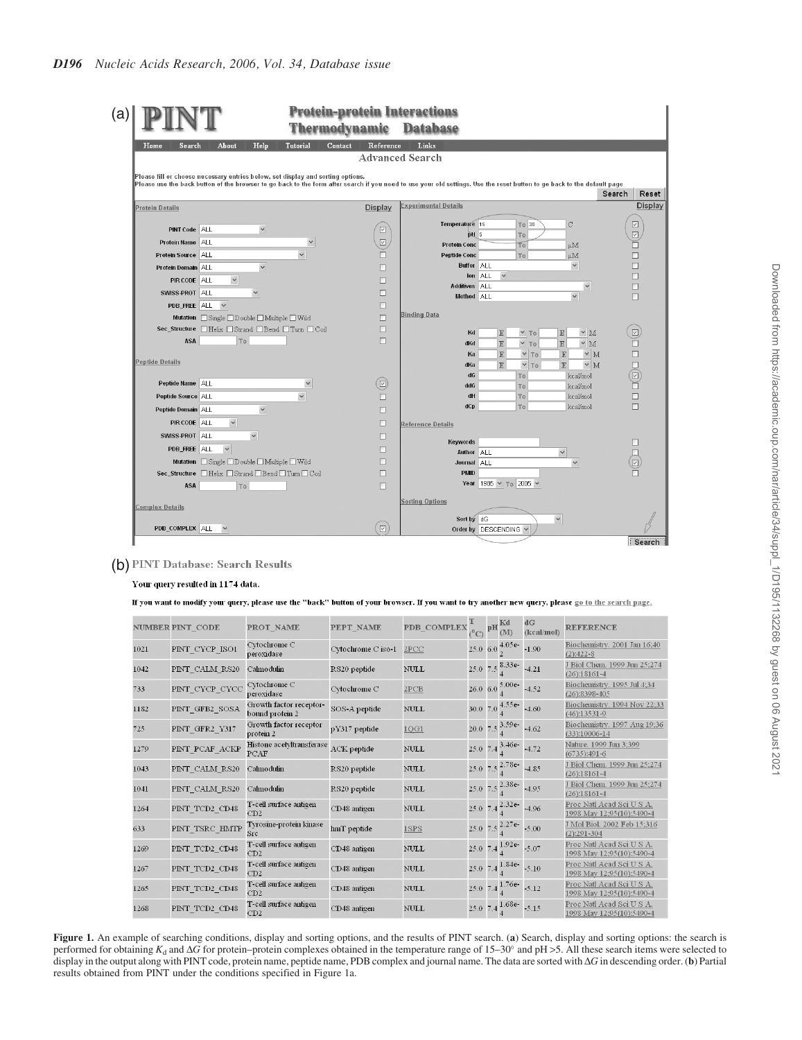(a)

(b) **PINT Database: Search Results**

Your query resulted in 1174 data.

If you want to modify your query, please use the "back" button of your browser. If you want to try another new query, please go to the search page.

| NUMBER | PINT_CODE | PROT_NAME | PEPT_NAME | PDB_COMPLEX | T (°C) | pH | Kd (M) | dG (kcal/mol) | REFERENCE |
|---|---|---|---|---|---|---|---|---|---|
| 1021 | PINT_CYCP_ISO1 | Cytochrome C peroxidase | Cytochrome C iso-1 | 2PCC | 25.0 | 6.0 | 4.05e-2 | -1.90 | Biochemistry. 2001 Jan 16;40 (2):422-8 |
| 1042 | PINT_CALM_RS20 | Calmodulin | RS20 peptide | NULL | 25.0 | 7.5 | 8.33e-4 | -4.21 | J Biol Chem. 1999 Jun 25;274 (26):18161-4 |
| 733 | PINT_CYCP_CYCC | Cytochrome C peroxidase | Cytochrome C | 2PCB | 26.0 | 6.0 | 5.00e-4 | -4.52 | Biochemistry. 1995 Jul 4;34 (26):8398-405 |
| 1182 | PINT_GFB2_SOSA | Growth factor receptor-bound protein 2 | SOS-A peptide | NULL | 30.0 | 7.0 | 4.55e-4 | -4.60 | Biochemistry. 1994 Nov 22;33 (46):13531-9 |
| 725 | PINT_GFR2_Y317 | Growth factor receptor protein 2 | pY317 peptide | 1QG1 | 20.0 | 7.5 | 3.59e-4 | -4.62 | Biochemistry. 1997 Aug 19;36 (33):10006-14 |
| 1279 | PINT_PCAF_ACKP | Histone acetyltransferase PCAF | ACK peptide | NULL | 25.0 | 7.4 | 3.46e-4 | -4.72 | Nature. 1999 Jun 3;399 (6735):491-6 |
| 1043 | PINT_CALM_RS20 | Calmodulin | RS20 peptide | NULL | 25.0 | 7.5 | 2.78e-4 | -4.85 | J Biol Chem. 1999 Jun 25;274 (26):18161-4 |
| 1041 | PINT_CALM_RS20 | Calmodulin | RS20 peptide | NULL | 25.0 | 7.5 | 2.38e-4 | -4.95 | J Biol Chem. 1999 Jun 25;274 (26):18161-4 |
| 1264 | PINT_TCD2_CD48 | T-cell surface antigen CD2 | CD48 antigen | NULL | 25.0 | 7.4 | 2.32e-4 | -4.96 | Proc Natl Acad Sci U S A. 1998 May 12;95(10):5490-4 |
| 633 | PINT_TSRC_HMTP | Tyrosine-protein kinase Src | hmT peptide | 1SPS | 25.0 | 7.5 | 2.27e-4 | -5.00 | J Mol Biol. 2002 Feb 15;316 (2):291-304 |
| 1269 | PINT_TCD2_CD48 | T-cell surface antigen CD2 | CD48 antigen | NULL | 25.0 | 7.4 | 1.92e-4 | -5.07 | Proc Natl Acad Sci U S A. 1998 May 12;95(10):5490-4 |
| 1267 | PINT_TCD2_CD48 | T-cell surface antigen CD2 | CD48 antigen | NULL | 25.0 | 7.4 | 1.84e-4 | -5.10 | Proc Natl Acad Sci U S A. 1998 May 12;95(10):5490-4 |
| 1265 | PINT_TCD2_CD48 | T-cell surface antigen CD2 | CD48 antigen | NULL | 25.0 | 7.4 | 1.76e-4 | -5.12 | Proc Natl Acad Sci U S A. 1998 May 12;95(10):5490-4 |
| 1268 | PINT_TCD2_CD48 | T-cell surface antigen CD2 | CD48 antigen | NULL | 25.0 | 7.4 | 1.68e-4 | -5.15 | Proc Natl Acad Sci U S A. 1998 May 12;95(10):5490-4 |

**Figure 1.** An example of searching conditions, display and sorting options, and the results of PINT search. (**a**) Search, display and sorting options: the search is performed for obtaining $K_d$ and $\Delta G$ for protein–protein complexes obtained in the temperature range of 15–30° and pH >5. All these search items were selected to display in the output along with PINT code, protein name, peptide name, PDB complex and journal name. The data are sorted with $\Delta G$ in descending order. (**b**) Partial results obtained from PINT under the conditions specified in Figure 1a.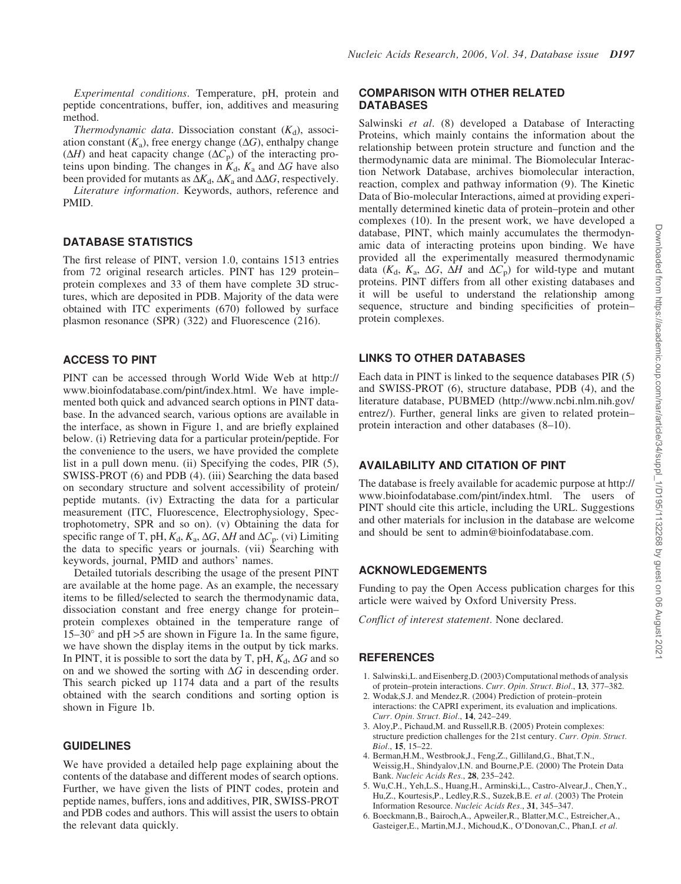*Experimental conditions*. Temperature, pH, protein and peptide concentrations, buffer, ion, additives and measuring method.

*Thermodynamic data*. Dissociation constant ($K_d$), association constant ($K_a$), free energy change ($\Delta G$), enthalpy change ($\Delta H$) and heat capacity change ($\Delta C_p$) of the interacting proteins upon binding. The changes in $K_d$, $K_a$ and $\Delta G$ have also been provided for mutants as $\Delta K_d$, $\Delta K_a$ and $\Delta\Delta G$, respectively.

*Literature information*. Keywords, authors, reference and PMID.

## DATABASE STATISTICS

The first release of PINT, version 1.0, contains 1513 entries from 72 original research articles. PINT has 129 protein–protein complexes and 33 of them have complete 3D structures, which are deposited in PDB. Majority of the data were obtained with ITC experiments (670) followed by surface plasmon resonance (SPR) (322) and Fluorescence (216).

## ACCESS TO PINT

PINT can be accessed through World Wide Web at http://www.bioinfodatabase.com/pint/index.html. We have implemented both quick and advanced search options in PINT database. In the advanced search, various options are available in the interface, as shown in Figure 1, and are briefly explained below. (i) Retrieving data for a particular protein/peptide. For the convenience to the users, we have provided the complete list in a pull down menu. (ii) Specifying the codes, PIR (5), SWISS-PROT (6) and PDB (4). (iii) Searching the data based on secondary structure and solvent accessibility of protein/peptide mutants. (iv) Extracting the data for a particular measurement (ITC, Fluorescence, Electrophysiology, Spectrophotometry, SPR and so on). (v) Obtaining the data for specific range of T, pH, $K_d$, $K_a$, $\Delta G$, $\Delta H$ and $\Delta C_p$. (vi) Limiting the data to specific years or journals. (vii) Searching with keywords, journal, PMID and authors' names.

Detailed tutorials describing the usage of the present PINT are available at the home page. As an example, the necessary items to be filled/selected to search the thermodynamic data, dissociation constant and free energy change for protein–protein complexes obtained in the temperature range of 15–30° and pH >5 are shown in Figure 1a. In the same figure, we have shown the display items in the output by tick marks. In PINT, it is possible to sort the data by T, pH, $K_d$, $\Delta G$ and so on and we showed the sorting with $\Delta G$ in descending order. This search picked up 1174 data and a part of the results obtained with the search conditions and sorting option is shown in Figure 1b.

## GUIDELINES

We have provided a detailed help page explaining about the contents of the database and different modes of search options. Further, we have given the lists of PINT codes, protein and peptide names, buffers, ions and additives, PIR, SWISS-PROT and PDB codes and authors. This will assist the users to obtain the relevant data quickly.

## COMPARISON WITH OTHER RELATED DATABASES

Salwinski *et al*. (8) developed a Database of Interacting Proteins, which mainly contains the information about the relationship between protein structure and function and the thermodynamic data are minimal. The Biomolecular Interaction Network Database, archives biomolecular interaction, reaction, complex and pathway information (9). The Kinetic Data of Bio-molecular Interactions, aimed at providing experimentally determined kinetic data of protein–protein and other complexes (10). In the present work, we have developed a database, PINT, which mainly accumulates the thermodynamic data of interacting proteins upon binding. We have provided all the experimentally measured thermodynamic data ($K_d$, $K_a$, $\Delta G$, $\Delta H$ and $\Delta C_p$) for wild-type and mutant proteins. PINT differs from all other existing databases and it will be useful to understand the relationship among sequence, structure and binding specificities of protein–protein complexes.

## LINKS TO OTHER DATABASES

Each data in PINT is linked to the sequence databases PIR (5) and SWISS-PROT (6), structure database, PDB (4), and the literature database, PUBMED (http://www.ncbi.nlm.nih.gov/entrez/). Further, general links are given to related protein–protein interaction and other databases (8–10).

## AVAILABILITY AND CITATION OF PINT

The database is freely available for academic purpose at http://www.bioinfodatabase.com/pint/index.html. The users of PINT should cite this article, including the URL. Suggestions and other materials for inclusion in the database are welcome and should be sent to admin@bioinfodatabase.com.

## ACKNOWLEDGEMENTS

Funding to pay the Open Access publication charges for this article were waived by Oxford University Press.

*Conflict of interest statement*. None declared.

## REFERENCES

1. Salwinski,L. and Eisenberg,D. (2003) Computational methods of analysis of protein–protein interactions. *Curr. Opin. Struct. Biol.*, **13**, 377–382.
2. Wodak,S.J. and Mendez,R. (2004) Prediction of protein–protein interactions: the CAPRI experiment, its evaluation and implications. *Curr. Opin. Struct. Biol.*, **14**, 242–249.
3. Aloy,P., Pichaud,M. and Russell,R.B. (2005) Protein complexes: structure prediction challenges for the 21st century. *Curr. Opin. Struct. Biol.*, **15**, 15–22.
4. Berman,H.M., Westbrook,J., Feng,Z., Gilliland,G., Bhat,T.N., Weissig,H., Shindyalov,I.N. and Bourne,P.E. (2000) The Protein Data Bank. *Nucleic Acids Res.*, **28**, 235–242.
5. Wu,C.H., Yeh,L.S., Huang,H., Arminski,L., Castro-Alvear,J., Chen,Y., Hu,Z., Kourtesis,P., Ledley,R.S., Suzek,B.E. *et al*. (2003) The Protein Information Resource. *Nucleic Acids Res.*, **31**, 345–347.
6. Boeckmann,B., Bairoch,A., Apweiler,R., Blatter,M.C., Estreicher,A., Gasteiger,E., Martin,M.J., Michoud,K., O'Donovan,C., Phan,I. *et al*.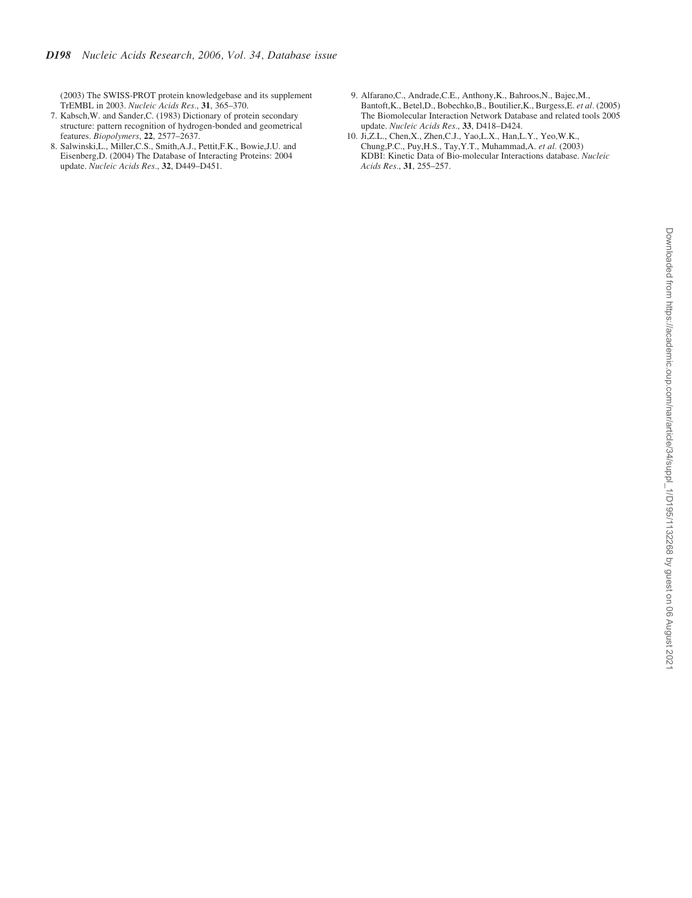(2003) The SWISS-PROT protein knowledgebase and its supplement TrEMBL in 2003. *Nucleic Acids Res.*, **31**, 365–370.

7. Kabsch,W. and Sander,C. (1983) Dictionary of protein secondary structure: pattern recognition of hydrogen-bonded and geometrical features. *Biopolymers*, **22**, 2577–2637.
8. Salwinski,L., Miller,C.S., Smith,A.J., Pettit,F.K., Bowie,J.U. and Eisenberg,D. (2004) The Database of Interacting Proteins: 2004 update. *Nucleic Acids Res.*, **32**, D449–D451.
9. Alfarano,C., Andrade,C.E., Anthony,K., Bahroos,N., Bajec,M., Bantoft,K., Betel,D., Bobechko,B., Boutilier,K., Burgess,E. *et al.* (2005) The Biomolecular Interaction Network Database and related tools 2005 update. *Nucleic Acids Res.*, **33**, D418–D424.
10. Ji,Z.L., Chen,X., Zhen,C.J., Yao,L.X., Han,L.Y., Yeo,W.K., Chung,P.C., Puy,H.S., Tay,Y.T., Muhammad,A. *et al.* (2003) KDBI: Kinetic Data of Bio-molecular Interactions database. *Nucleic Acids Res.*, **31**, 255–257.